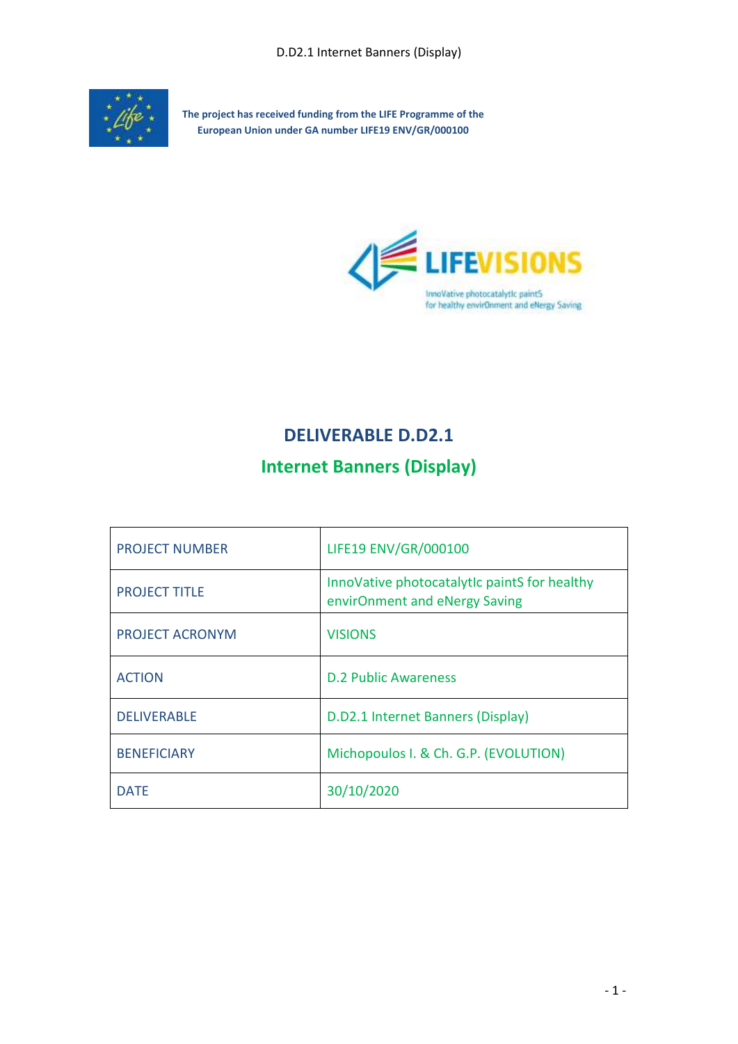The project has received funding from the LIFE Programme of the European Union under GA number LIFE19 ENV/GR/000100

LIFEVISIONS

InnoVative photocatalytIc paintS for healthy envirOnment and eNergy Saving

# DELIVERABLE D.D2.1

## Internet Banners (Display)

| PROJECT NUMBER | LIFE19 ENV/GR/000100 |
|---|---|
| PROJECT TITLE | InnoVative photocatalytIc paintS for healthy envirOnment and eNergy Saving |
| PROJECT ACRONYM | VISIONS |
| ACTION | D.2 Public Awareness |
| DELIVERABLE | D.D2.1 Internet Banners (Display) |
| BENEFICIARY | Michopoulos I. & Ch. G.P. (EVOLUTION) |
| DATE | 30/10/2020 |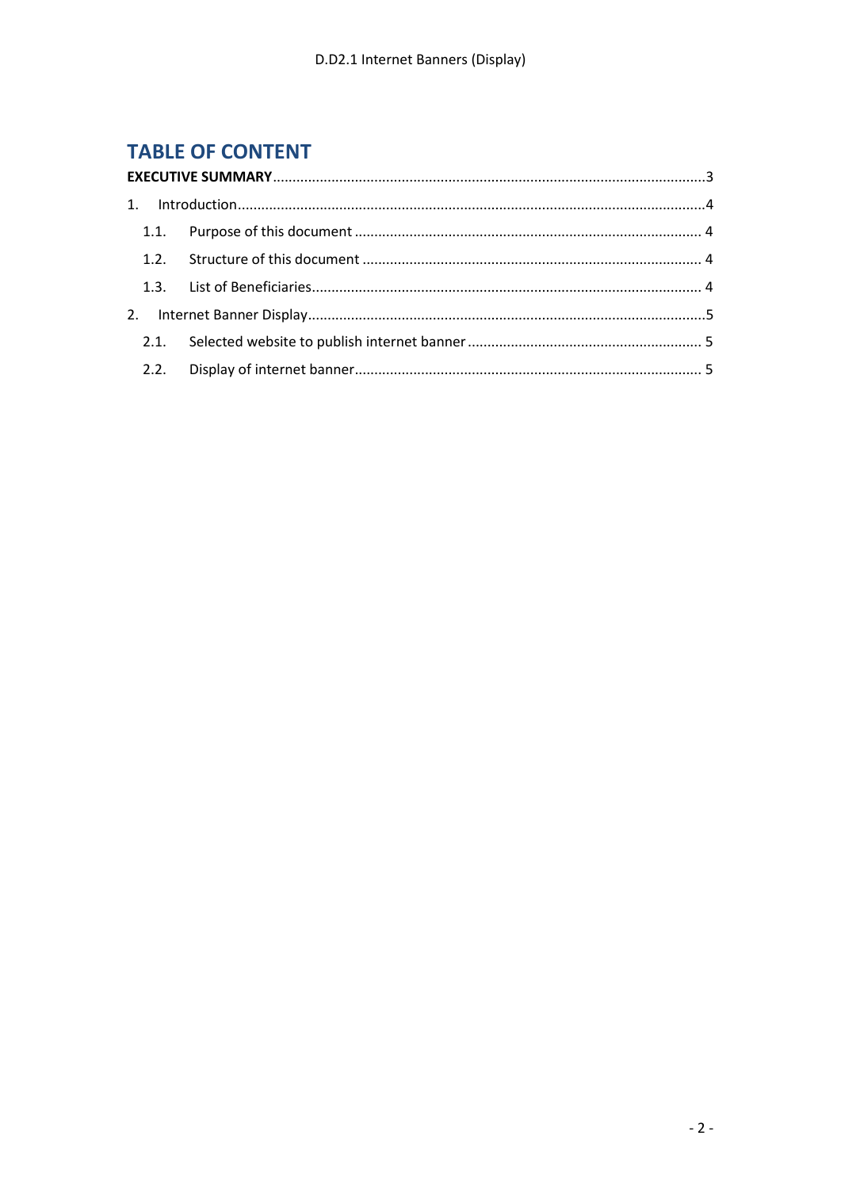# TABLE OF CONTENT

**EXECUTIVE SUMMARY** ... 3

1. Introduction ... 4
   - 1.1. Purpose of this document ... 4
   - 1.2. Structure of this document ... 4
   - 1.3. List of Beneficiaries ... 4
2. Internet Banner Display ... 5
   - 2.1. Selected website to publish internet banner ... 5
   - 2.2. Display of internet banner ... 5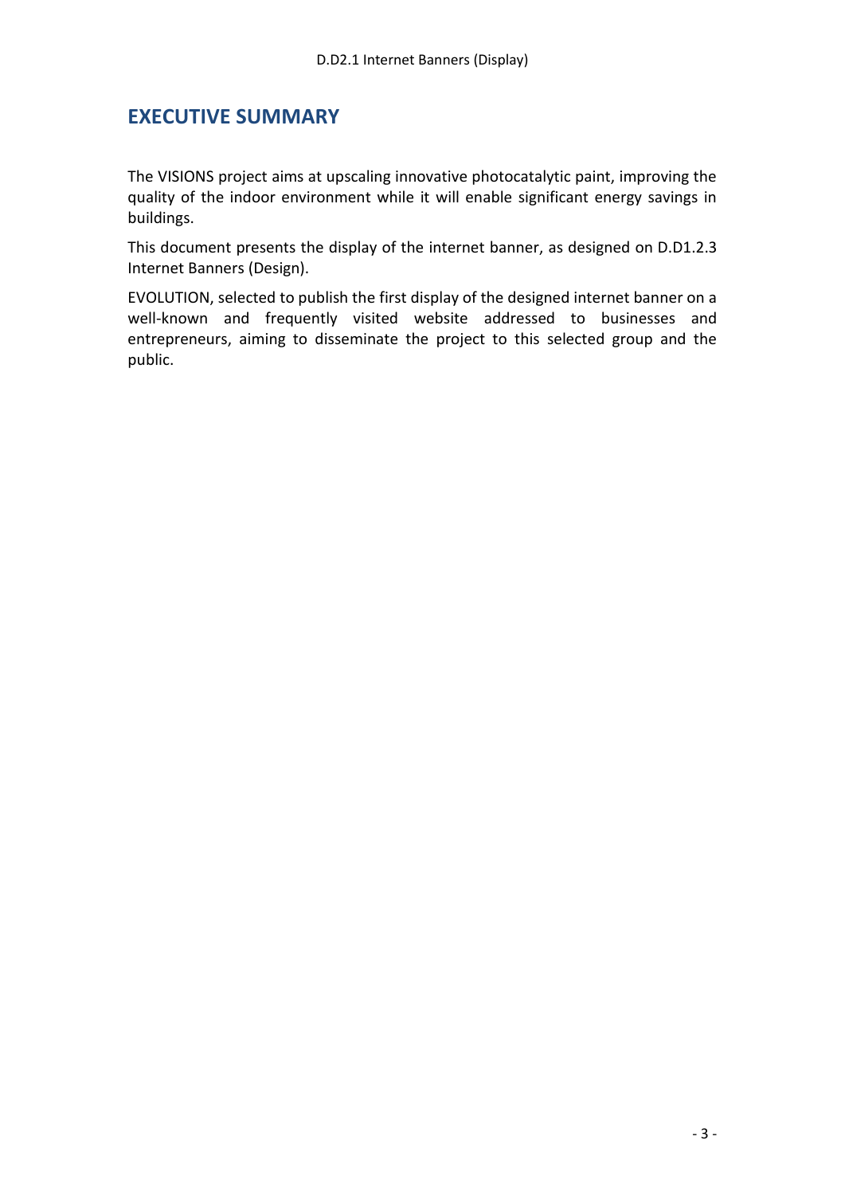# EXECUTIVE SUMMARY

The VISIONS project aims at upscaling innovative photocatalytic paint, improving the quality of the indoor environment while it will enable significant energy savings in buildings.

This document presents the display of the internet banner, as designed on D.D1.2.3 Internet Banners (Design).

EVOLUTION, selected to publish the first display of the designed internet banner on a well-known and frequently visited website addressed to businesses and entrepreneurs, aiming to disseminate the project to this selected group and the public.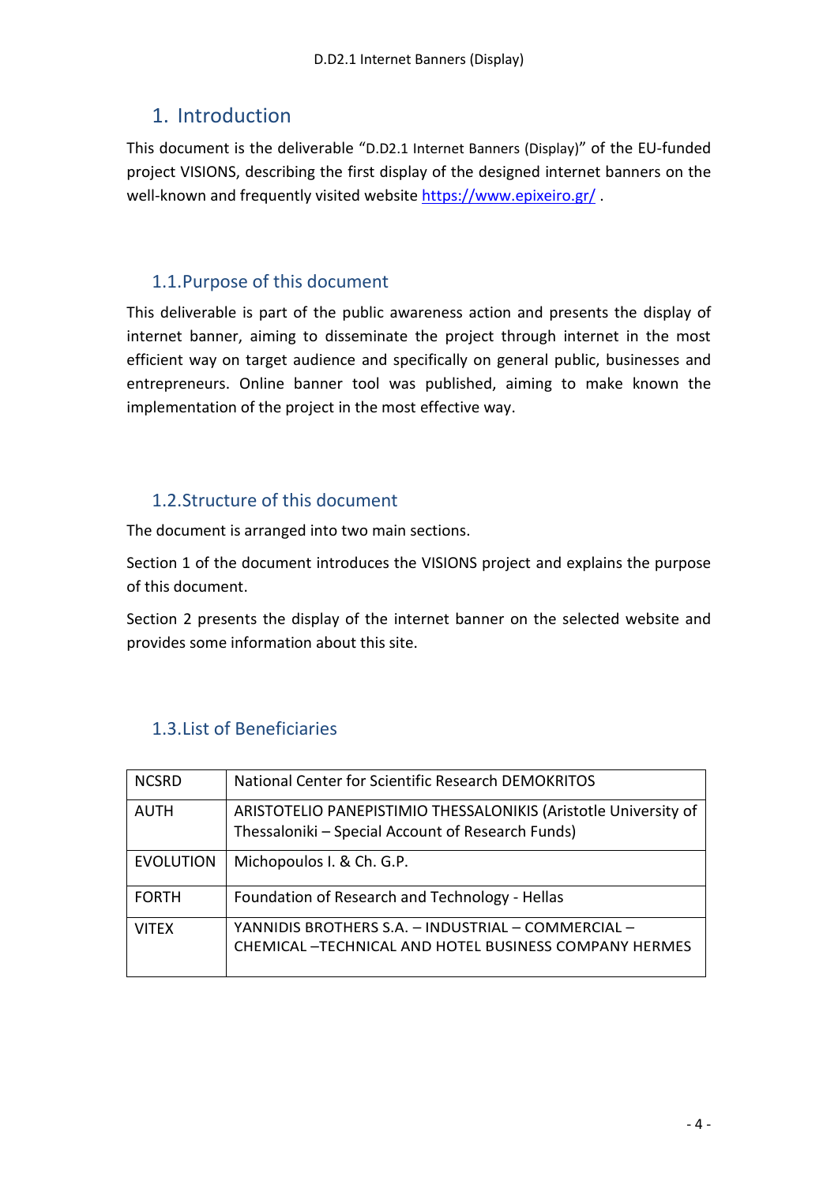# 1. Introduction

This document is the deliverable "D.D2.1 Internet Banners (Display)" of the EU-funded project VISIONS, describing the first display of the designed internet banners on the well-known and frequently visited website https://www.epixeiro.gr/ .

## 1.1. Purpose of this document

This deliverable is part of the public awareness action and presents the display of internet banner, aiming to disseminate the project through internet in the most efficient way on target audience and specifically on general public, businesses and entrepreneurs. Online banner tool was published, aiming to make known the implementation of the project in the most effective way.

## 1.2. Structure of this document

The document is arranged into two main sections.

Section 1 of the document introduces the VISIONS project and explains the purpose of this document.

Section 2 presents the display of the internet banner on the selected website and provides some information about this site.

## 1.3. List of Beneficiaries

| | |
|---|---|
| NCSRD | National Center for Scientific Research DEMOKRITOS |
| AUTH | ARISTOTELIO PANEPISTIMIO THESSALONIKIS (Aristotle University of Thessaloniki – Special Account of Research Funds) |
| EVOLUTION | Michopoulos I. & Ch. G.P. |
| FORTH | Foundation of Research and Technology - Hellas |
| VITEX | YANNIDIS BROTHERS S.A. – INDUSTRIAL – COMMERCIAL – CHEMICAL –TECHNICAL AND HOTEL BUSINESS COMPANY HERMES |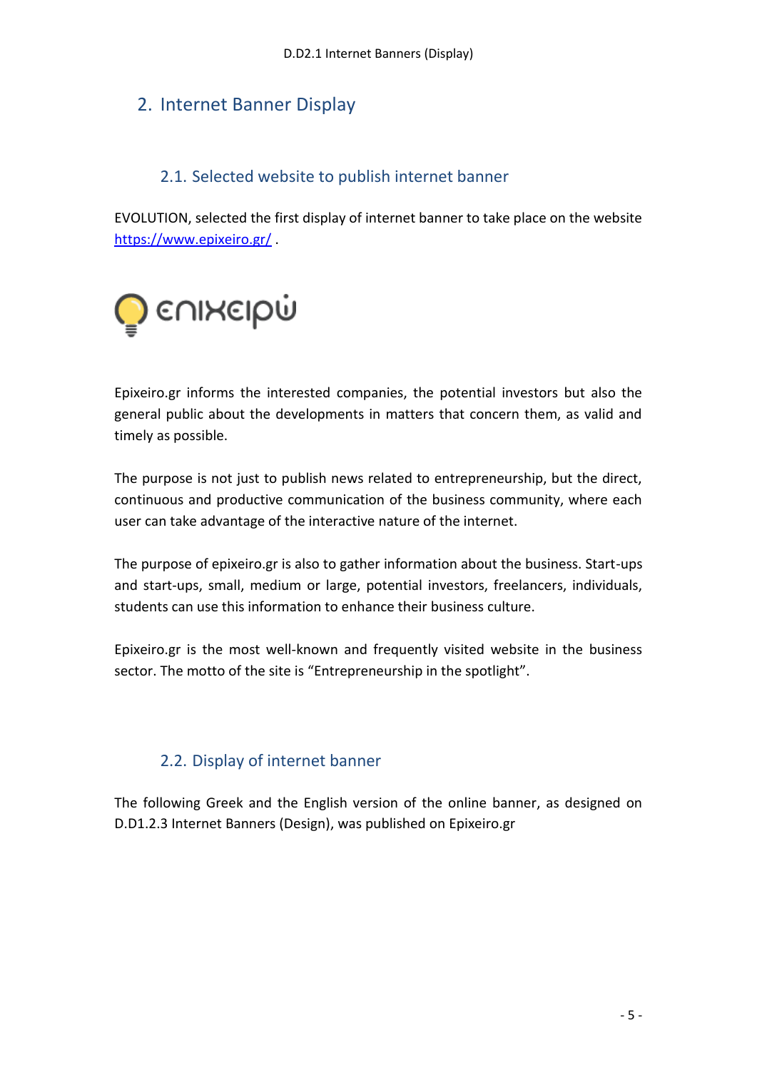## 2. Internet Banner Display

### 2.1. Selected website to publish internet banner

EVOLUTION, selected the first display of internet banner to take place on the website https://www.epixeiro.gr/ .

Epixeiro.gr informs the interested companies, the potential investors but also the general public about the developments in matters that concern them, as valid and timely as possible.

The purpose is not just to publish news related to entrepreneurship, but the direct, continuous and productive communication of the business community, where each user can take advantage of the interactive nature of the internet.

The purpose of epixeiro.gr is also to gather information about the business. Start-ups and start-ups, small, medium or large, potential investors, freelancers, individuals, students can use this information to enhance their business culture.

Epixeiro.gr is the most well-known and frequently visited website in the business sector. The motto of the site is "Entrepreneurship in the spotlight".

### 2.2. Display of internet banner

The following Greek and the English version of the online banner, as designed on D.D1.2.3 Internet Banners (Design), was published on Epixeiro.gr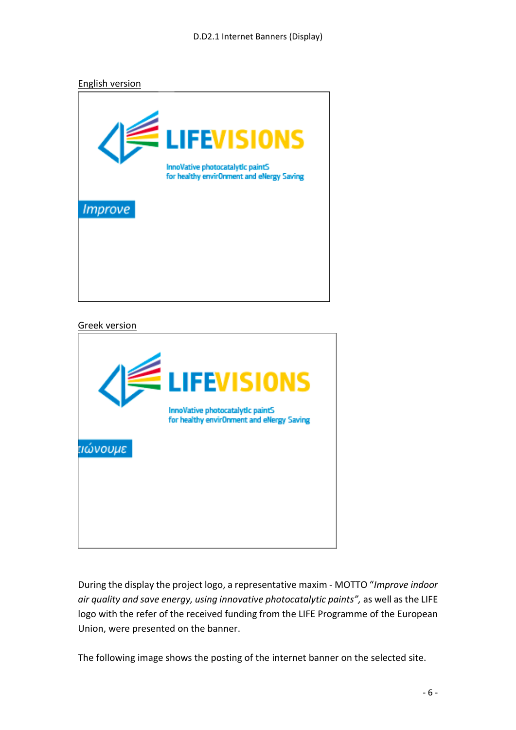English version

Greek version

During the display the project logo, a representative maxim - MOTTO "*Improve indoor air quality and save energy, using innovative photocatalytic paints",* as well as the LIFE logo with the refer of the received funding from the LIFE Programme of the European Union, were presented on the banner.

The following image shows the posting of the internet banner on the selected site.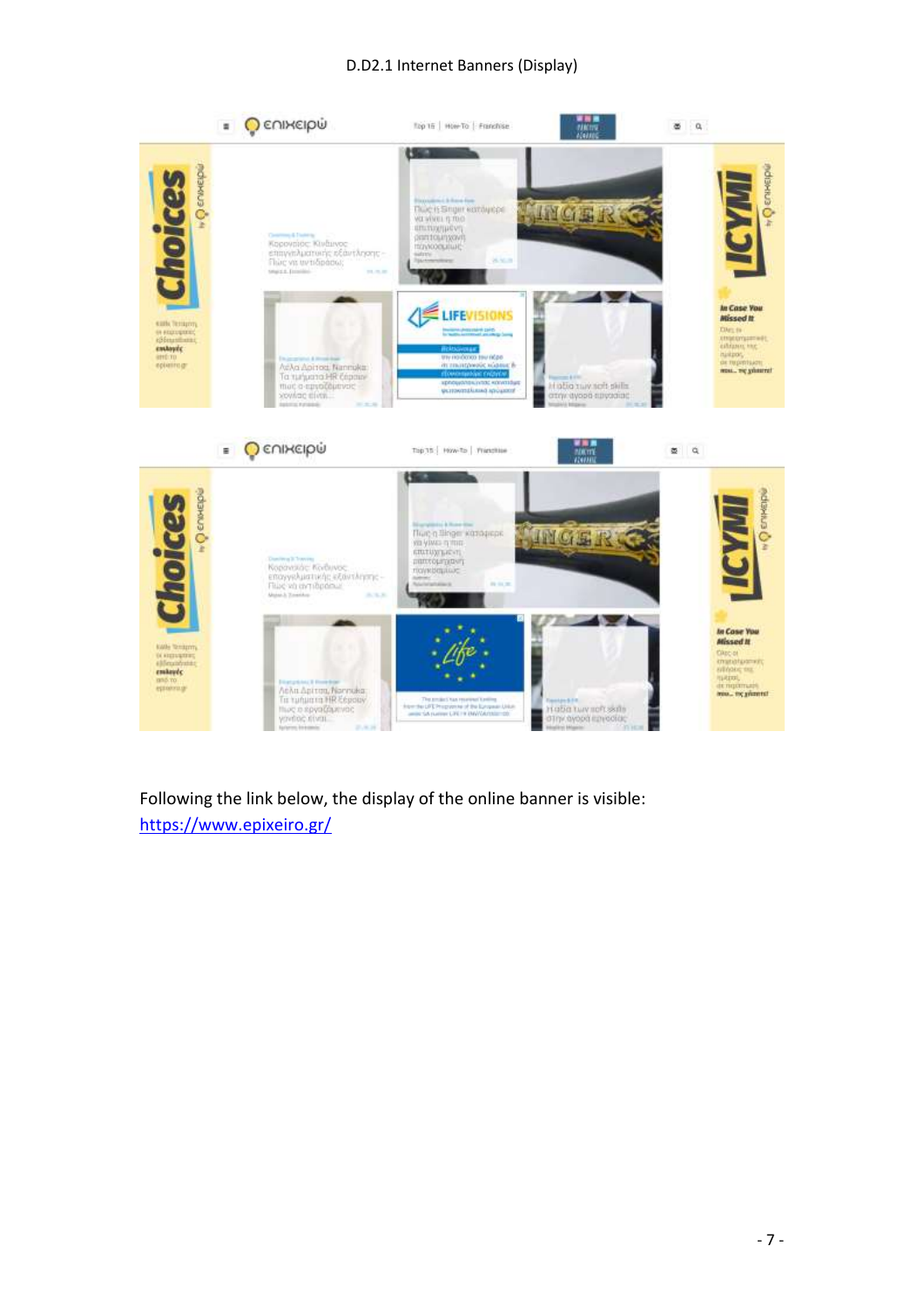D.D2.1 Internet Banners (Display)

Following the link below, the display of the online banner is visible: https://www.epixeiro.gr/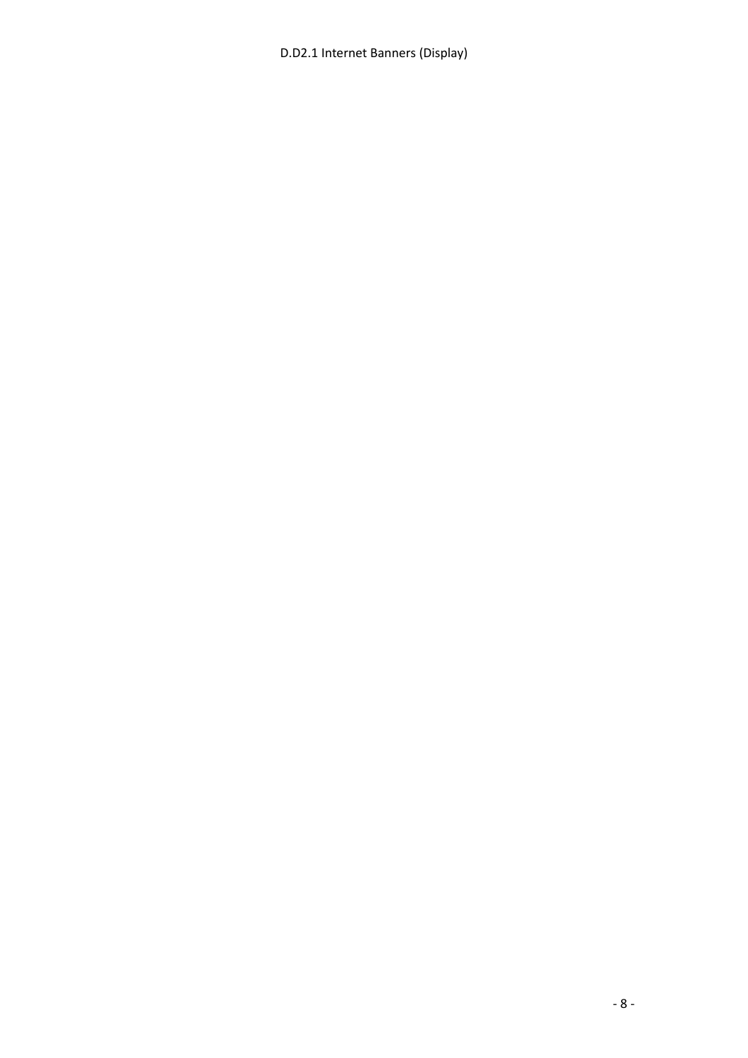D.D2.1 Internet Banners (Display)